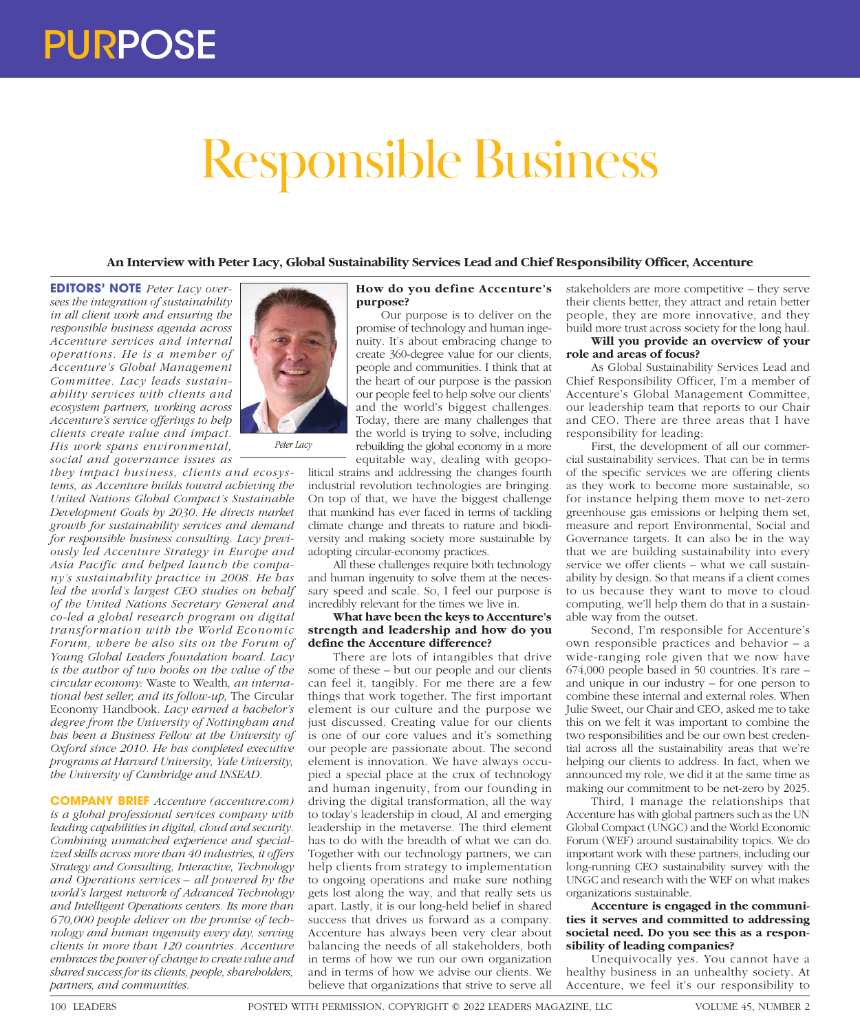# Responsible Business

**An Interview with Peter Lacy, Global Sustainability Services Lead and Chief Responsibility Officer, Accenture**

**EDITORS' NOTE** *Peter Lacy oversees the integration of sustainability in all client work and ensuring the responsible business agenda across Accenture services and internal operations. He is a member of Accenture's Global Management Committee. Lacy leads sustainability services with clients and ecosystem partners, working across Accenture's service offerings to help clients create value and impact. His work spans environmental, social and governance issues as they impact business, clients and ecosystems, as Accenture builds toward achieving the United Nations Global Compact's Sustainable Development Goals by 2030. He directs market growth for sustainability services and demand for responsible business consulting. Lacy previously led Accenture Strategy in Europe and Asia Pacific and helped launch the company's sustainability practice in 2008. He has led the world's largest CEO studies on behalf of the United Nations Secretary General and co-led a global research program on digital transformation with the World Economic Forum, where he also sits on the Forum of Young Global Leaders foundation board. Lacy is the author of two books on the value of the circular economy:* Waste to Wealth, *an international best seller, and its follow-up,* The Circular Economy Handbook. *Lacy earned a bachelor's degree from the University of Nottingham and has been a Business Fellow at the University of Oxford since 2010. He has completed executive programs at Harvard University, Yale University, the University of Cambridge and INSEAD.*

*Peter Lacy*

**COMPANY BRIEF** *Accenture (accenture.com) is a global professional services company with leading capabilities in digital, cloud and security. Combining unmatched experience and specialized skills across more than 40 industries, it offers Strategy and Consulting, Interactive, Technology and Operations services – all powered by the world's largest network of Advanced Technology and Intelligent Operations centers. Its more than 670,000 people deliver on the promise of technology and human ingenuity every day, serving clients in more than 120 countries. Accenture embraces the power of change to create value and shared success for its clients, people, shareholders, partners, and communities.*

**How do you define Accenture's purpose?**

Our purpose is to deliver on the promise of technology and human ingenuity. It's about embracing change to create 360-degree value for our clients, people and communities. I think that at the heart of our purpose is the passion our people feel to help solve our clients' and the world's biggest challenges. Today, there are many challenges that the world is trying to solve, including rebuilding the global economy in a more equitable way, dealing with geopolitical strains and addressing the changes fourth industrial revolution technologies are bringing. On top of that, we have the biggest challenge that mankind has ever faced in terms of tackling climate change and threats to nature and biodiversity and making society more sustainable by adopting circular-economy practices.

All these challenges require both technology and human ingenuity to solve them at the necessary speed and scale. So, I feel our purpose is incredibly relevant for the times we live in.

**What have been the keys to Accenture's strength and leadership and how do you define the Accenture difference?**

There are lots of intangibles that drive some of these – but our people and our clients can feel it, tangibly. For me there are a few things that work together. The first important element is our culture and the purpose we just discussed. Creating value for our clients is one of our core values and it's something our people are passionate about. The second element is innovation. We have always occupied a special place at the crux of technology and human ingenuity, from our founding in driving the digital transformation, all the way to today's leadership in cloud, AI and emerging leadership in the metaverse. The third element has to do with the breadth of what we can do. Together with our technology partners, we can help clients from strategy to implementation to ongoing operations and make sure nothing gets lost along the way, and that really sets us apart. Lastly, it is our long-held belief in shared success that drives us forward as a company. Accenture has always been very clear about balancing the needs of all stakeholders, both in terms of how we run our own organization and in terms of how we advise our clients. We believe that organizations that strive to serve all stakeholders are more competitive – they serve their clients better, they attract and retain better people, they are more innovative, and they build more trust across society for the long haul.

**Will you provide an overview of your role and areas of focus?**

As Global Sustainability Services Lead and Chief Responsibility Officer, I'm a member of Accenture's Global Management Committee, our leadership team that reports to our Chair and CEO. There are three areas that I have responsibility for leading:

First, the development of all our commercial sustainability services. That can be in terms of the specific services we are offering clients as they work to become more sustainable, so for instance helping them move to net-zero greenhouse gas emissions or helping them set, measure and report Environmental, Social and Governance targets. It can also be in the way that we are building sustainability into every service we offer clients – what we call sustainability by design. So that means if a client comes to us because they want to move to cloud computing, we'll help them do that in a sustainable way from the outset.

Second, I'm responsible for Accenture's own responsible practices and behavior – a wide-ranging role given that we now have 674,000 people based in 50 countries. It's rare – and unique in our industry – for one person to combine these internal and external roles. When Julie Sweet, our Chair and CEO, asked me to take this on we felt it was important to combine the two responsibilities and be our own best credential across all the sustainability areas that we're helping our clients to address. In fact, when we announced my role, we did it at the same time as making our commitment to be net-zero by 2025.

Third, I manage the relationships that Accenture has with global partners such as the UN Global Compact (UNGC) and the World Economic Forum (WEF) around sustainability topics. We do important work with these partners, including our long-running CEO sustainability survey with the UNGC and research with the WEF on what makes organizations sustainable.

**Accenture is engaged in the communities it serves and committed to addressing societal need. Do you see this as a responsibility of leading companies?**

Unequivocally yes. You cannot have a healthy business in an unhealthy society. At Accenture, we feel it's our responsibility to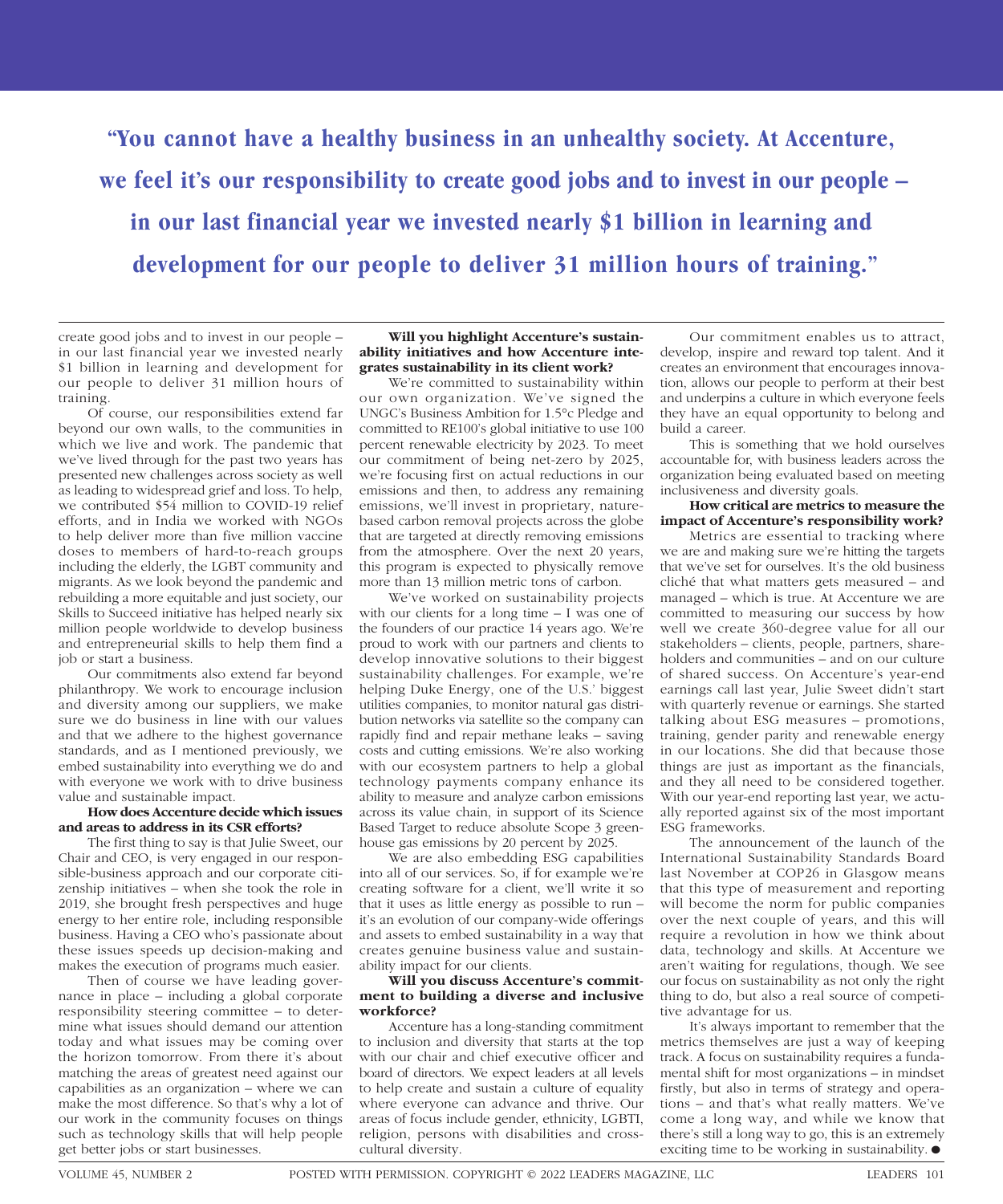> “You cannot have a healthy business in an unhealthy society. At Accenture, we feel it’s our responsibility to create good jobs and to invest in our people – in our last financial year we invested nearly $1 billion in learning and development for our people to deliver 31 million hours of training.”

create good jobs and to invest in our people – in our last financial year we invested nearly $1 billion in learning and development for our people to deliver 31 million hours of training.

Of course, our responsibilities extend far beyond our own walls, to the communities in which we live and work. The pandemic that we’ve lived through for the past two years has presented new challenges across society as well as leading to widespread grief and loss. To help, we contributed $54 million to COVID-19 relief efforts, and in India we worked with NGOs to help deliver more than five million vaccine doses to members of hard-to-reach groups including the elderly, the LGBT community and migrants. As we look beyond the pandemic and rebuilding a more equitable and just society, our Skills to Succeed initiative has helped nearly six million people worldwide to develop business and entrepreneurial skills to help them find a job or start a business.

Our commitments also extend far beyond philanthropy. We work to encourage inclusion and diversity among our suppliers, we make sure we do business in line with our values and that we adhere to the highest governance standards, and as I mentioned previously, we embed sustainability into everything we do and with everyone we work with to drive business value and sustainable impact.

**How does Accenture decide which issues and areas to address in its CSR efforts?**

The first thing to say is that Julie Sweet, our Chair and CEO, is very engaged in our responsible-business approach and our corporate citizenship initiatives – when she took the role in 2019, she brought fresh perspectives and huge energy to her entire role, including responsible business. Having a CEO who’s passionate about these issues speeds up decision-making and makes the execution of programs much easier.

Then of course we have leading governance in place – including a global corporate responsibility steering committee – to determine what issues should demand our attention today and what issues may be coming over the horizon tomorrow. From there it’s about matching the areas of greatest need against our capabilities as an organization – where we can make the most difference. So that’s why a lot of our work in the community focuses on things such as technology skills that will help people get better jobs or start businesses.

**Will you highlight Accenture’s sustainability initiatives and how Accenture integrates sustainability in its client work?**

We’re committed to sustainability within our own organization. We’ve signed the UNGC’s Business Ambition for 1.5°c Pledge and committed to RE100’s global initiative to use 100 percent renewable electricity by 2023. To meet our commitment of being net-zero by 2025, we’re focusing first on actual reductions in our emissions and then, to address any remaining emissions, we’ll invest in proprietary, nature-based carbon removal projects across the globe that are targeted at directly removing emissions from the atmosphere. Over the next 20 years, this program is expected to physically remove more than 13 million metric tons of carbon.

We’ve worked on sustainability projects with our clients for a long time – I was one of the founders of our practice 14 years ago. We’re proud to work with our partners and clients to develop innovative solutions to their biggest sustainability challenges. For example, we’re helping Duke Energy, one of the U.S.’ biggest utilities companies, to monitor natural gas distribution networks via satellite so the company can rapidly find and repair methane leaks – saving costs and cutting emissions. We’re also working with our ecosystem partners to help a global technology payments company enhance its ability to measure and analyze carbon emissions across its value chain, in support of its Science Based Target to reduce absolute Scope 3 greenhouse gas emissions by 20 percent by 2025.

We are also embedding ESG capabilities into all of our services. So, if for example we’re creating software for a client, we’ll write it so that it uses as little energy as possible to run – it’s an evolution of our company-wide offerings and assets to embed sustainability in a way that creates genuine business value and sustainability impact for our clients.

**Will you discuss Accenture’s commitment to building a diverse and inclusive workforce?**

Accenture has a long-standing commitment to inclusion and diversity that starts at the top with our chair and chief executive officer and board of directors. We expect leaders at all levels to help create and sustain a culture of equality where everyone can advance and thrive. Our areas of focus include gender, ethnicity, LGBTI, religion, persons with disabilities and cross-cultural diversity.

Our commitment enables us to attract, develop, inspire and reward top talent. And it creates an environment that encourages innovation, allows our people to perform at their best and underpins a culture in which everyone feels they have an equal opportunity to belong and build a career.

This is something that we hold ourselves accountable for, with business leaders across the organization being evaluated based on meeting inclusiveness and diversity goals.

**How critical are metrics to measure the impact of Accenture’s responsibility work?**

Metrics are essential to tracking where we are and making sure we’re hitting the targets that we’ve set for ourselves. It’s the old business cliché that what matters gets measured – and managed – which is true. At Accenture we are committed to measuring our success by how well we create 360-degree value for all our stakeholders – clients, people, partners, shareholders and communities – and on our culture of shared success. On Accenture’s year-end earnings call last year, Julie Sweet didn’t start with quarterly revenue or earnings. She started talking about ESG measures – promotions, training, gender parity and renewable energy in our locations. She did that because those things are just as important as the financials, and they all need to be considered together. With our year-end reporting last year, we actually reported against six of the most important ESG frameworks.

The announcement of the launch of the International Sustainability Standards Board last November at COP26 in Glasgow means that this type of measurement and reporting will become the norm for public companies over the next couple of years, and this will require a revolution in how we think about data, technology and skills. At Accenture we aren’t waiting for regulations, though. We see our focus on sustainability as not only the right thing to do, but also a real source of competitive advantage for us.

It’s always important to remember that the metrics themselves are just a way of keeping track. A focus on sustainability requires a fundamental shift for most organizations – in mindset firstly, but also in terms of strategy and operations – and that’s what really matters. We’ve come a long way, and while we know that there’s still a long way to go, this is an extremely exciting time to be working in sustainability. ●